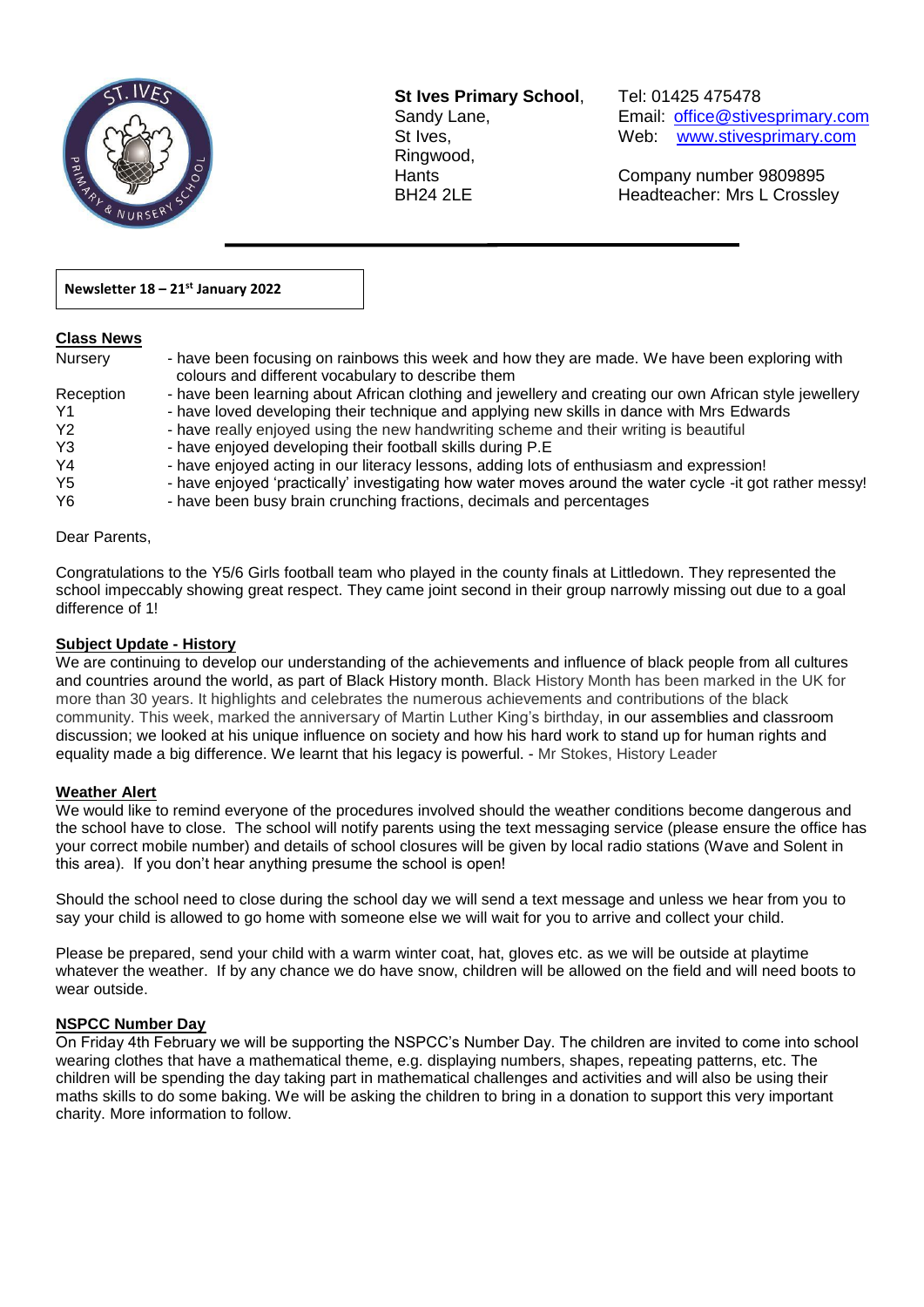**St Ives Primary School**,
Sandy Lane,
St Ives,
Ringwood,
Hants
BH24 2LE

Tel: 01425 475478
Email: office@stivesprimary.com
Web: www.stivesprimary.com

Company number 9809895
Headteacher: Mrs L Crossley

**Newsletter 18 – 21st January 2022**

## Class News

| | |
|---|---|
| Nursery | - have been focusing on rainbows this week and how they are made. We have been exploring with colours and different vocabulary to describe them |
| Reception | - have been learning about African clothing and jewellery and creating our own African style jewellery |
| Y1 | - have loved developing their technique and applying new skills in dance with Mrs Edwards |
| Y2 | - have really enjoyed using the new handwriting scheme and their writing is beautiful |
| Y3 | - have enjoyed developing their football skills during P.E |
| Y4 | - have enjoyed acting in our literacy lessons, adding lots of enthusiasm and expression! |
| Y5 | - have enjoyed 'practically' investigating how water moves around the water cycle -it got rather messy! |
| Y6 | - have been busy brain crunching fractions, decimals and percentages |

Dear Parents,

Congratulations to the Y5/6 Girls football team who played in the county finals at Littledown. They represented the school impeccably showing great respect. They came joint second in their group narrowly missing out due to a goal difference of 1!

## Subject Update - History

We are continuing to develop our understanding of the achievements and influence of black people from all cultures and countries around the world, as part of Black History month. Black History Month has been marked in the UK for more than 30 years. It highlights and celebrates the numerous achievements and contributions of the black community. This week, marked the anniversary of Martin Luther King's birthday, in our assemblies and classroom discussion; we looked at his unique influence on society and how his hard work to stand up for human rights and equality made a big difference. We learnt that his legacy is powerful. - Mr Stokes, History Leader

## Weather Alert

We would like to remind everyone of the procedures involved should the weather conditions become dangerous and the school have to close. The school will notify parents using the text messaging service (please ensure the office has your correct mobile number) and details of school closures will be given by local radio stations (Wave and Solent in this area). If you don't hear anything presume the school is open!

Should the school need to close during the school day we will send a text message and unless we hear from you to say your child is allowed to go home with someone else we will wait for you to arrive and collect your child.

Please be prepared, send your child with a warm winter coat, hat, gloves etc. as we will be outside at playtime whatever the weather. If by any chance we do have snow, children will be allowed on the field and will need boots to wear outside.

## NSPCC Number Day

On Friday 4th February we will be supporting the NSPCC's Number Day. The children are invited to come into school wearing clothes that have a mathematical theme, e.g. displaying numbers, shapes, repeating patterns, etc. The children will be spending the day taking part in mathematical challenges and activities and will also be using their maths skills to do some baking. We will be asking the children to bring in a donation to support this very important charity. More information to follow.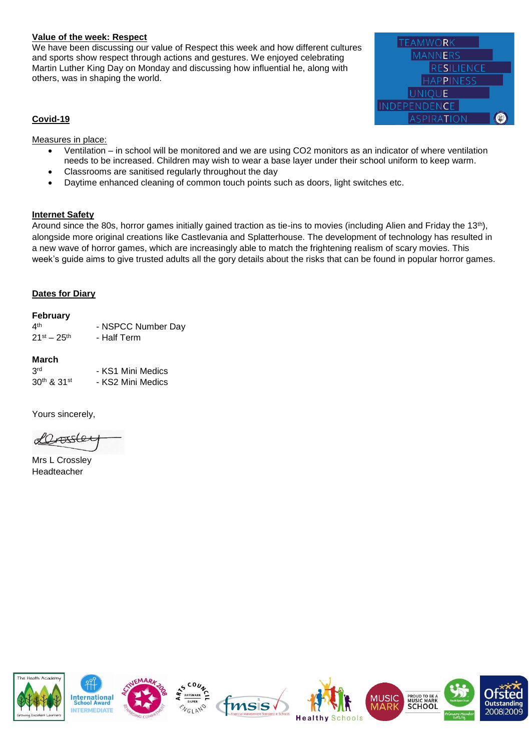**Value of the week: Respect**

We have been discussing our value of Respect this week and how different cultures and sports show respect through actions and gestures. We enjoyed celebrating Martin Luther King Day on Monday and discussing how influential he, along with others, was in shaping the world.

TEAMWORK
MANNERS
RESILIENCE
HAPPINESS
UNIQUE
INDEPENDENCE
ASPIRATION

**Covid-19**

Measures in place:

- Ventilation – in school will be monitored and we are using CO2 monitors as an indicator of where ventilation needs to be increased. Children may wish to wear a base layer under their school uniform to keep warm.
- Classrooms are sanitised regularly throughout the day
- Daytime enhanced cleaning of common touch points such as doors, light switches etc.

**Internet Safety**

Around since the 80s, horror games initially gained traction as tie-ins to movies (including Alien and Friday the 13th), alongside more original creations like Castlevania and Splatterhouse. The development of technology has resulted in a new wave of horror games, which are increasingly able to match the frightening realism of scary movies. This week's guide aims to give trusted adults all the gory details about the risks that can be found in popular horror games.

**Dates for Diary**

**February**

| | |
|---|---|
| 4th | - NSPCC Number Day |
| 21st – 25th | - Half Term |

**March**

| | |
|---|---|
| 3rd | - KS1 Mini Medics |
| 30th & 31st | - KS2 Mini Medics |

Yours sincerely,

Mrs L Crossley
Headteacher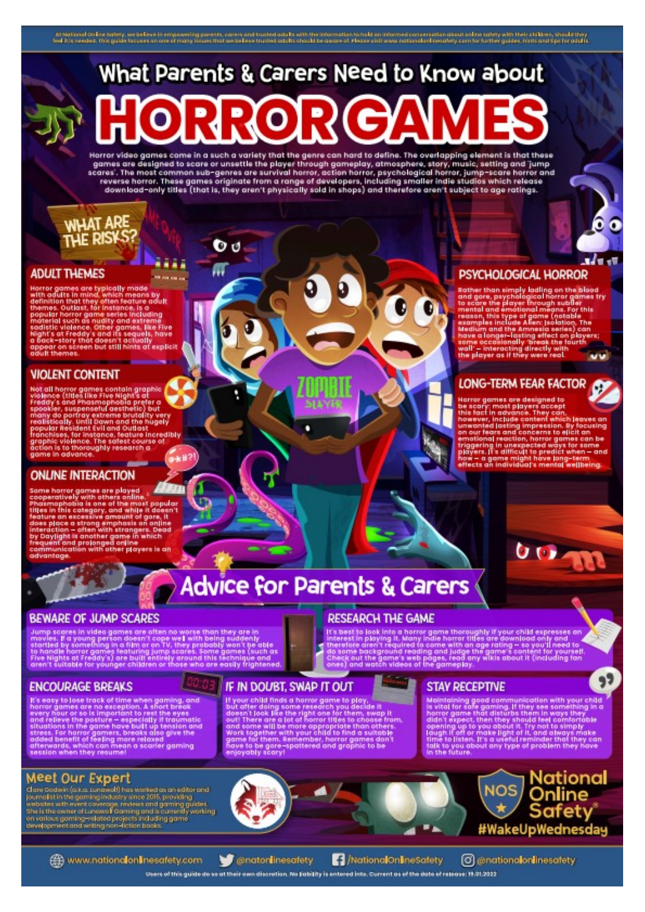At National Online Safety, we believe in empowering parents, carers and trusted adults with the information to hold an informed conversation about online safety with their children, should they feel it is needed. This guide focuses on one of many issues that we believe trusted adults should be aware of. Please visit www.nationalonlinesafety.com for further guides, hints and tips for adults.

# What Parents & Carers Need to Know about HORROR GAMES

Horror video games come in a such a variety that the genre can hard to define. The overlapping element is that these games are designed to scare or unsettle the player through gameplay, atmosphere, story, music, setting and 'jump scares'. The most common sub-genres are survival horror, action horror, psychological horror, jump-scare horror and reverse horror. These games originate from a range of developers, including smaller indie studios which release download-only titles (that is, they aren't physically sold in shops) and therefore aren't subject to age ratings.

## WHAT ARE THE RISKS?

### ADULT THEMES

Horror games are typically made with adults in mind, which means by definition that they often feature adult themes. Outlast, for instance, is a popular horror game series including material such as nudity and extreme sadistic violence. Other games, like Five Night's at Freddy's and its sequels, have a back-story that doesn't actually appear on screen but still hints at explicit adult themes.

### VIOLENT CONTENT

Not all horror games contain graphic violence (titles like Five Night's at Freddy's and Phasmophobia prefer a spookier, suspenseful aesthetic) but many do portray extreme brutality very realistically. Until Dawn and the hugely popular Resident Evil and Outlast franchises, for instance, feature incredibly graphic violence. The safest course of action is to thoroughly research a game in advance.

### ONLINE INTERACTION

Some horror games are played cooperatively with others online. Phasmophobia is one of the most popular titles in this category, and while it doesn't feature an excessive amount of gore, it does place a strong emphasis on online interaction – often with strangers. Dead by Daylight is another game in which frequent and prolonged online communication with other players is an advantage.

### PSYCHOLOGICAL HORROR

Rather than simply ladling on the blood and gore, psychological horror games try to scare the player through subtler mental and emotional means. For this reason, this type of game (notable examples include Alien: Isolation, The Medium and the Amnesia series) can have a longer-lasting effect on players; some occasionally 'break the fourth wall' – interacting directly with the player as if they were real.

### LONG-TERM FEAR FACTOR

Horror games are designed to be scary: most players accept this fact in advance. They can, however, include content which leaves an unwanted lasting impression. By focusing on our fears and concerns to elicit an emotional reaction, horror games can be triggering in unexpected ways for some players. It's difficult to predict when – and how – a game might have long-term effects an individual's mental wellbeing.

## Advice for Parents & Carers

### BEWARE OF JUMP SCARES

Jump scares in video games are often no worse than they are in movies. If a young person doesn't cope well with being suddenly startled by something in a film or on TV, they probably won't be able to handle horror games featuring jump scares. Some games (such as Five Nights at Freddy's) are built entirely around this technique and aren't suitable for younger children or those who are easily frightened.

### RESEARCH THE GAME

It's best to look into a horror game thoroughly if your child expresses an interest in playing it. Many indie horror titles are download only and therefore aren't required to come with an age rating – so you'll need to do some background reading and judge the game's content for yourself. Check out the game's web pages, read any wikis about it (including fan ones) and watch videos of the gameplay.

### ENCOURAGE BREAKS

It's easy to lose track of time when gaming, and horror games are no exception. A short break every hour or so is important to rest the eyes and relieve the posture – especially if traumatic situations in the game have built up tension and stress. For horror gamers, breaks also give the added benefit of feeling more relaxed afterwards, which can mean a scarier gaming session when they resume!

### IF IN DOUBT, SWAP IT OUT

If your child finds a horror game to play, but after doing some research you decide it doesn't look like the right one for them, swap it out! There are a lot of horror titles to choose from, and some will be more appropriate than others. Work together with your child to find a suitable game for them. Remember, horror games don't have to be gore-spattered and graphic to be enjoyably scary!

### STAY RECEPTIVE

Maintaining good communication with your child is vital for safe gaming. If they see something in a horror game that disturbs them in ways they didn't expect, then they should feel comfortable opening up to you about it. Try not to simply laugh it off or make light of it, and always make time to listen. It's a useful reminder that they can talk to you about any type of problem they have in the future.

## Meet Our Expert

Clare Godwin (a.k.a. Lunawolf) has worked as an editor and journalist in the gaming industry since 2015, providing websites with event coverage, reviews and gaming guides. She is the owner of Lunawolf Gaming and is currently working on various gaming-related projects including game development and writing non-fiction books.

National Online Safety #WakeUpWednesday

www.nationalonlinesafety.com | @natonlinesafety | /NationalOnlineSafety | @nationalonlinesafety

Users of this guide do so at their own discretion. No liability is entered into. Current as of the date of release: 19.01.2022